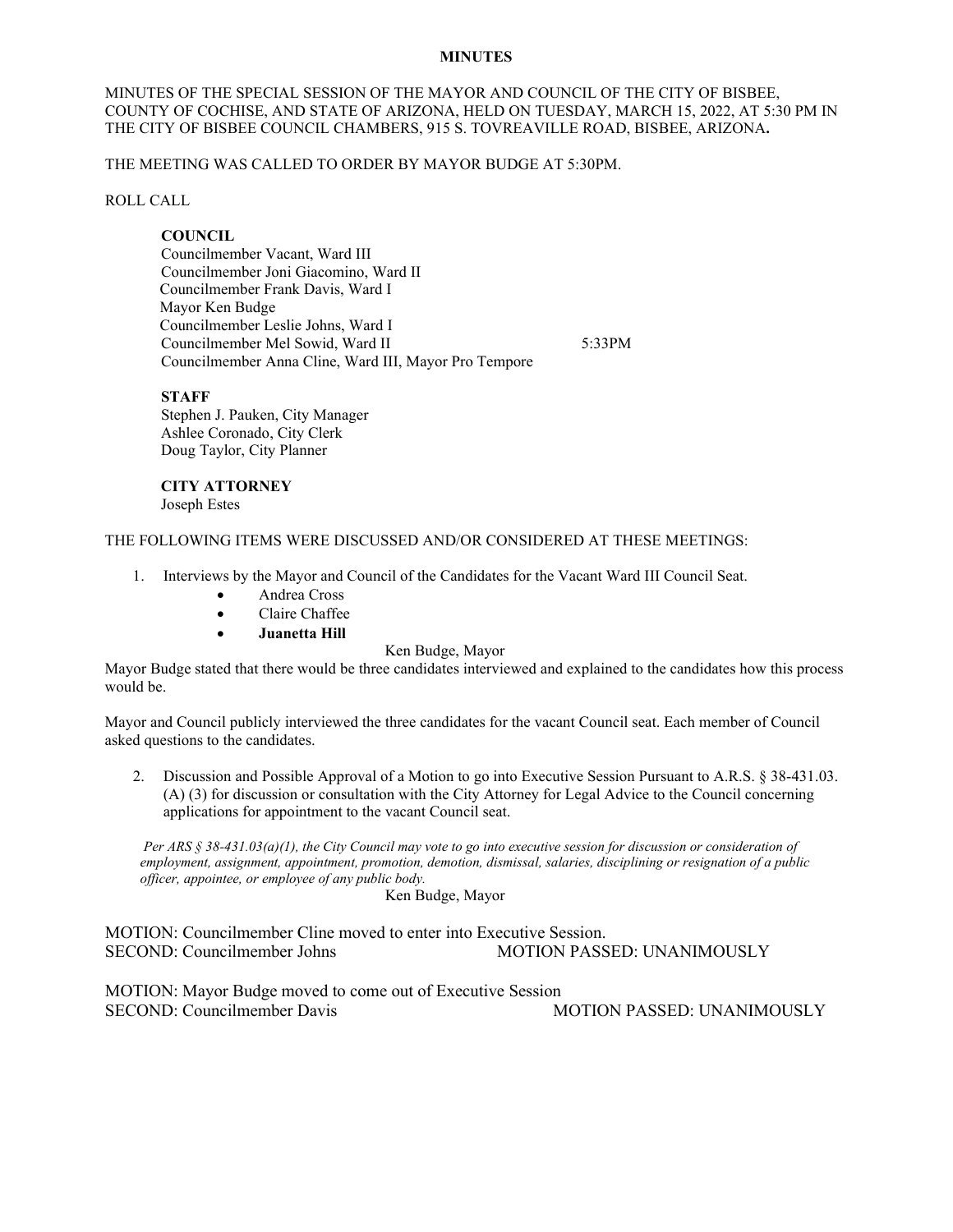**MINUTES**

MINUTES OF THE SPECIAL SESSION OF THE MAYOR AND COUNCIL OF THE CITY OF BISBEE, COUNTY OF COCHISE, AND STATE OF ARIZONA, HELD ON TUESDAY, MARCH 15, 2022, AT 5:30 PM IN THE CITY OF BISBEE COUNCIL CHAMBERS, 915 S. TOVREAVILLE ROAD, BISBEE, ARIZONA**.**

THE MEETING WAS CALLED TO ORDER BY MAYOR BUDGE AT 5:30PM.

ROLL CALL

**COUNCIL**
Councilmember Vacant, Ward III
Councilmember Joni Giacomino, Ward II
Councilmember Frank Davis, Ward I
Mayor Ken Budge
Councilmember Leslie Johns, Ward I
Councilmember Mel Sowid, Ward II 5:33PM
Councilmember Anna Cline, Ward III, Mayor Pro Tempore

**STAFF**
Stephen J. Pauken, City Manager
Ashlee Coronado, City Clerk
Doug Taylor, City Planner

**CITY ATTORNEY**
Joseph Estes

THE FOLLOWING ITEMS WERE DISCUSSED AND/OR CONSIDERED AT THESE MEETINGS:

1. Interviews by the Mayor and Council of the Candidates for the Vacant Ward III Council Seat.
   - Andrea Cross
   - Claire Chaffee
   - **Juanetta Hill**

   Ken Budge, Mayor

Mayor Budge stated that there would be three candidates interviewed and explained to the candidates how this process would be.

Mayor and Council publicly interviewed the three candidates for the vacant Council seat. Each member of Council asked questions to the candidates.

2. Discussion and Possible Approval of a Motion to go into Executive Session Pursuant to A.R.S. § 38-431.03. (A) (3) for discussion or consultation with the City Attorney for Legal Advice to the Council concerning applications for appointment to the vacant Council seat.

*Per ARS § 38-431.03(a)(1), the City Council may vote to go into executive session for discussion or consideration of employment, assignment, appointment, promotion, demotion, dismissal, salaries, disciplining or resignation of a public officer, appointee, or employee of any public body.*

Ken Budge, Mayor

MOTION: Councilmember Cline moved to enter into Executive Session.
SECOND: Councilmember Johns MOTION PASSED: UNANIMOUSLY

MOTION: Mayor Budge moved to come out of Executive Session
SECOND: Councilmember Davis MOTION PASSED: UNANIMOUSLY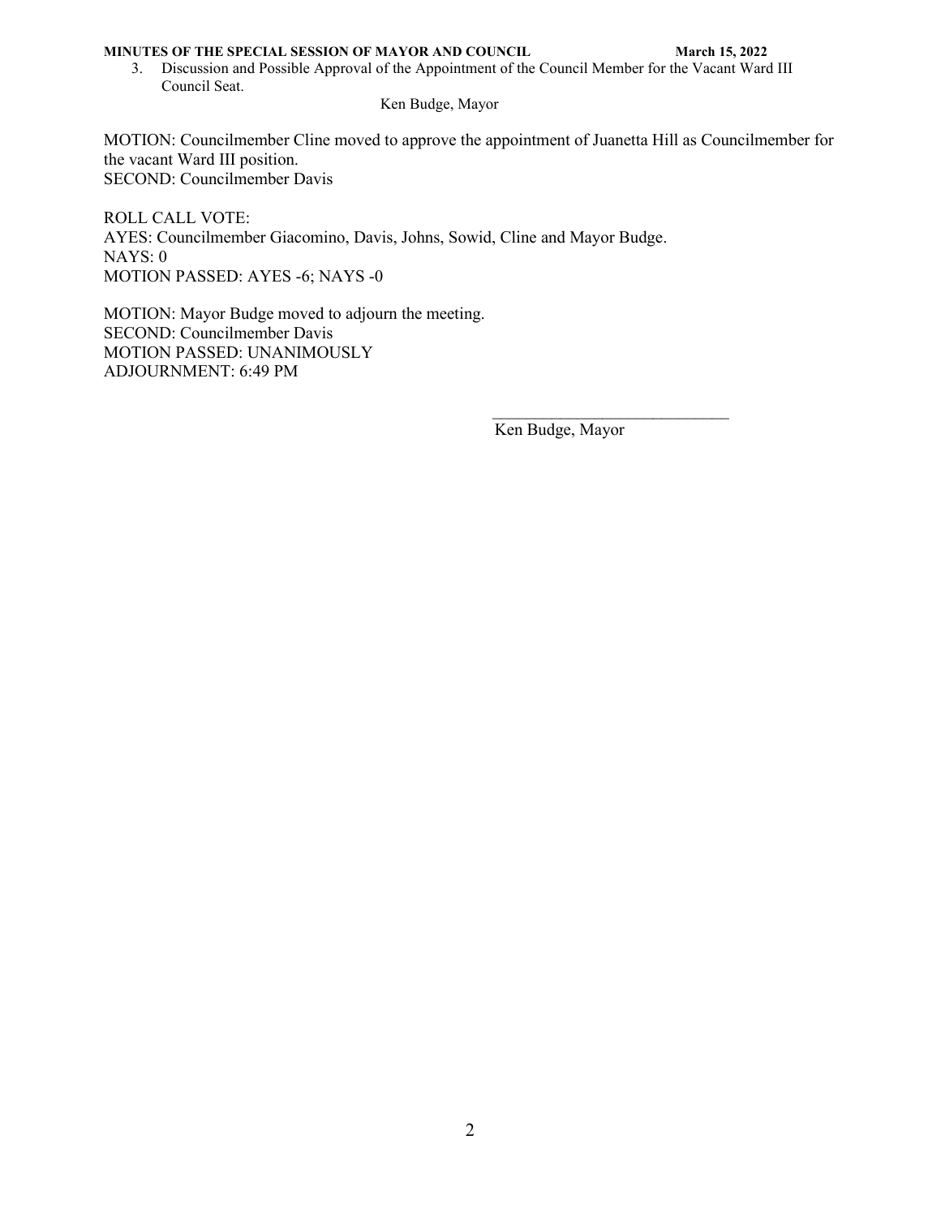3. Discussion and Possible Approval of the Appointment of the Council Member for the Vacant Ward III Council Seat.

Ken Budge, Mayor

MOTION: Councilmember Cline moved to approve the appointment of Juanetta Hill as Councilmember for the vacant Ward III position.
SECOND: Councilmember Davis

ROLL CALL VOTE:
AYES: Councilmember Giacomino, Davis, Johns, Sowid, Cline and Mayor Budge.
NAYS: 0
MOTION PASSED: AYES -6; NAYS -0

MOTION: Mayor Budge moved to adjourn the meeting.
SECOND: Councilmember Davis
MOTION PASSED: UNANIMOUSLY
ADJOURNMENT: 6:49 PM

\_\_\_\_\_\_\_\_\_\_\_\_\_\_\_\_\_\_\_\_\_\_\_\_\_\_\_\_\_\_
Ken Budge, Mayor